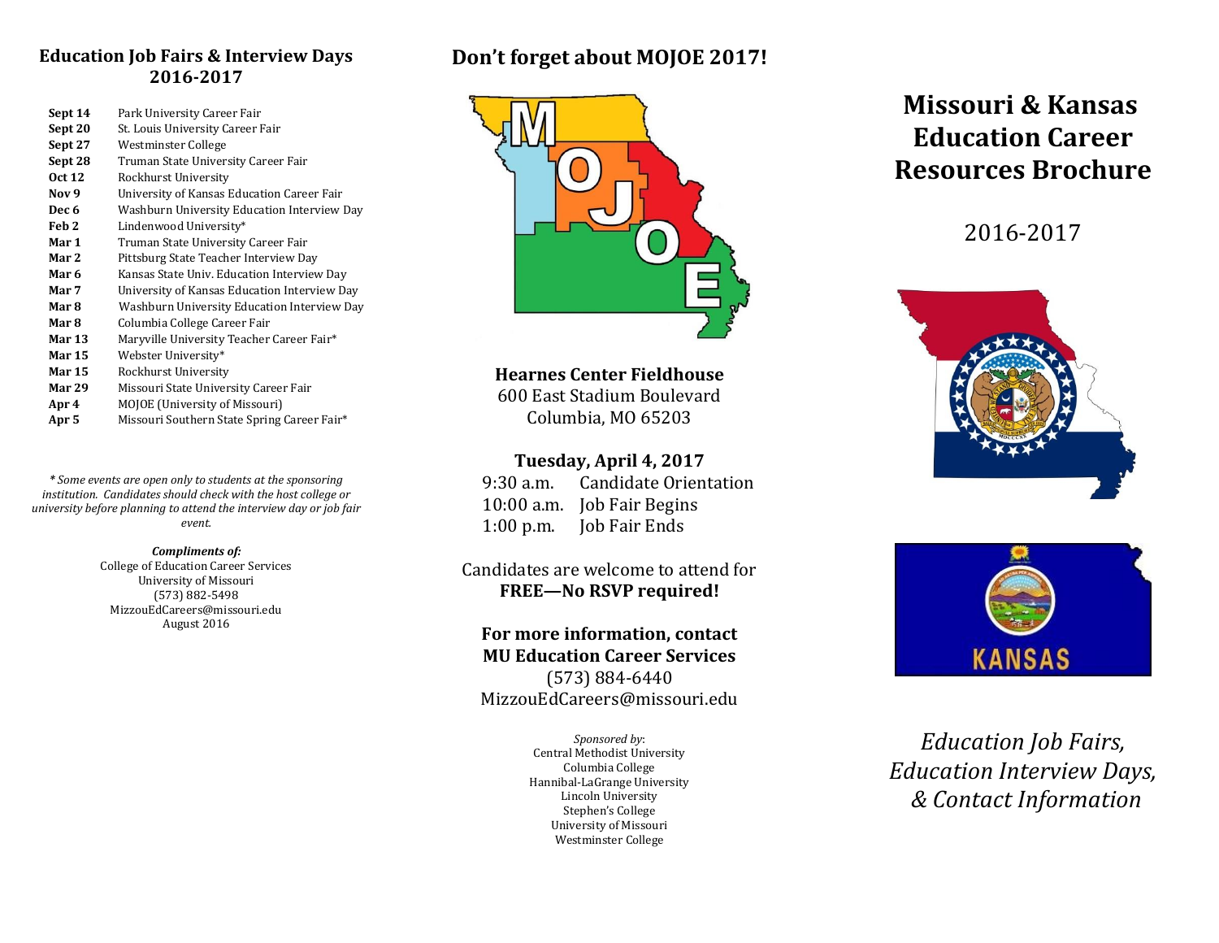## Education Job Fairs & Interview Days 2016-2017

| | |
|---|---|
| **Sept 14** | Park University Career Fair |
| **Sept 20** | St. Louis University Career Fair |
| **Sept 27** | Westminster College |
| **Sept 28** | Truman State University Career Fair |
| **Oct 12** | Rockhurst University |
| **Nov 9** | University of Kansas Education Career Fair |
| **Dec 6** | Washburn University Education Interview Day |
| **Feb 2** | Lindenwood University* |
| **Mar 1** | Truman State University Career Fair |
| **Mar 2** | Pittsburg State Teacher Interview Day |
| **Mar 6** | Kansas State Univ. Education Interview Day |
| **Mar 7** | University of Kansas Education Interview Day |
| **Mar 8** | Washburn University Education Interview Day |
| **Mar 8** | Columbia College Career Fair |
| **Mar 13** | Maryville University Teacher Career Fair* |
| **Mar 15** | Webster University* |
| **Mar 15** | Rockhurst University |
| **Mar 29** | Missouri State University Career Fair |
| **Apr 4** | MOJOE (University of Missouri) |
| **Apr 5** | Missouri Southern State Spring Career Fair* |

*\* Some events are open only to students at the sponsoring institution. Candidates should check with the host college or university before planning to attend the interview day or job fair event.*

***Compliments of:***
College of Education Career Services
University of Missouri
(573) 882-5498
MizzouEdCareers@missouri.edu
August 2016

## Don't forget about MOJOE 2017!

MOJOE

**Hearnes Center Fieldhouse**
600 East Stadium Boulevard
Columbia, MO 65203

**Tuesday, April 4, 2017**

| | |
|---|---|
| 9:30 a.m. | Candidate Orientation |
| 10:00 a.m. | Job Fair Begins |
| 1:00 p.m. | Job Fair Ends |

Candidates are welcome to attend for
**FREE—No RSVP required!**

**For more information, contact MU Education Career Services**
(573) 884-6440
MizzouEdCareers@missouri.edu

*Sponsored by*:
Central Methodist University
Columbia College
Hannibal-LaGrange University
Lincoln University
Stephen's College
University of Missouri
Westminster College

# Missouri & Kansas Education Career Resources Brochure

2016-2017

KANSAS

*Education Job Fairs, Education Interview Days, & Contact Information*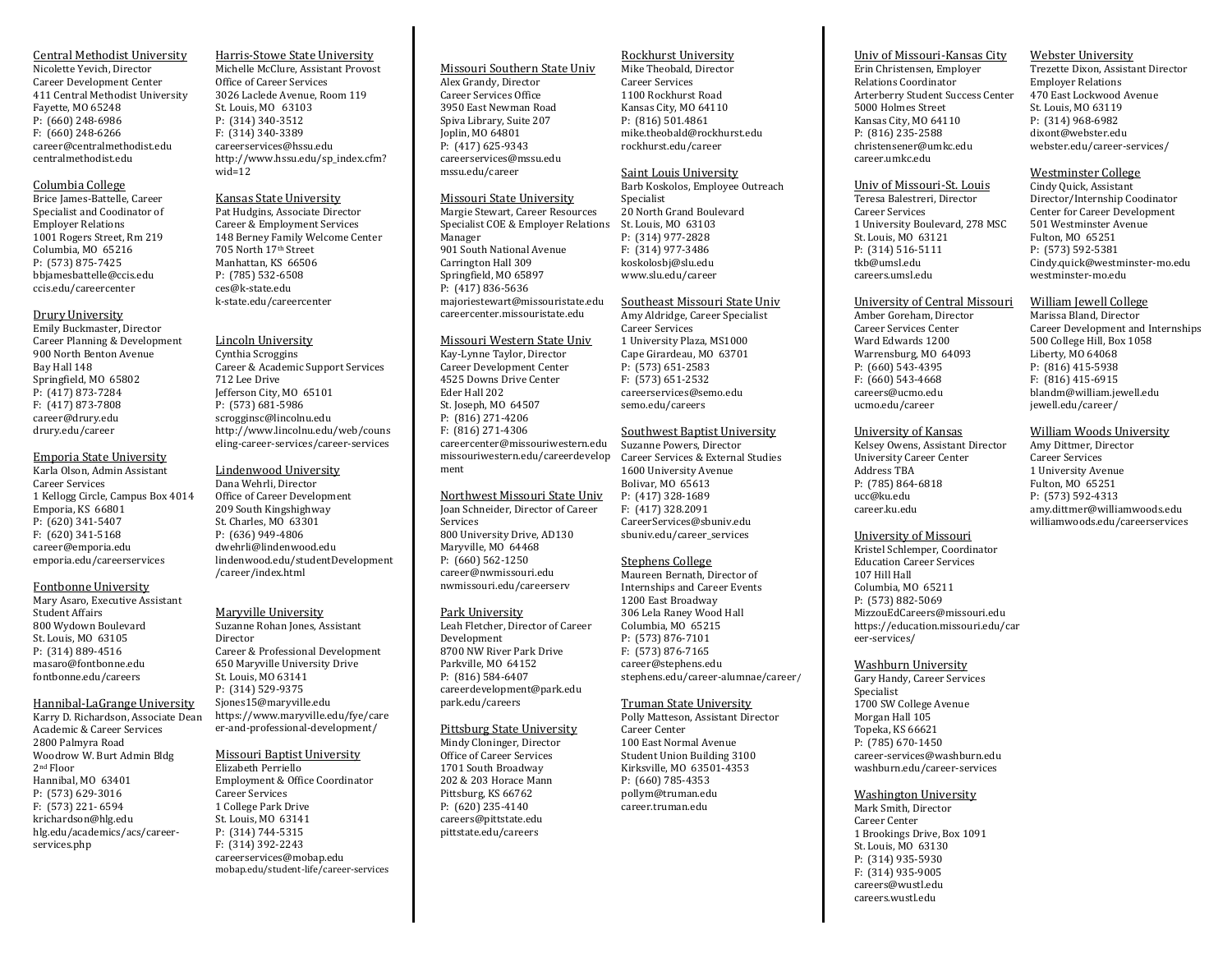Central Methodist University
Nicolette Yevich, Director
Career Development Center
411 Central Methodist University
Fayette, MO 65248
P: (660) 248-6986
F: (660) 248-6266
career@centralmethodist.edu
centralmethodist.edu

Columbia College
Brice James-Battelle, Career Specialist and Coodinator of Employer Relations
1001 Rogers Street, Rm 219
Columbia, MO 65216
P: (573) 875-7425
bbjamesbattelle@ccis.edu
ccis.edu/careercenter

Drury University
Emily Buckmaster, Director
Career Planning & Development
900 North Benton Avenue
Bay Hall 148
Springfield, MO 65802
P: (417) 873-7284
F: (417) 873-7808
career@drury.edu
drury.edu/career

Emporia State University
Karla Olson, Admin Assistant
Career Services
1 Kellogg Circle, Campus Box 4014
Emporia, KS 66801
P: (620) 341-5407
F: (620) 341-5168
career@emporia.edu
emporia.edu/careerservices

Fontbonne University
Mary Asaro, Executive Assistant Student Affairs
800 Wydown Boulevard
St. Louis, MO 63105
P: (314) 889-4516
masaro@fontbonne.edu
fontbonne.edu/careers

Hannibal-LaGrange University
Karry D. Richardson, Associate Dean Academic & Career Services
2800 Palmyra Road
Woodrow W. Burt Admin Bldg
2nd Floor
Hannibal, MO 63401
P: (573) 629-3016
F: (573) 221- 6594
krichardson@hlg.edu
hlg.edu/academics/acs/career-services.php

Harris-Stowe State University
Michelle McClure, Assistant Provost
Office of Career Services
3026 Laclede Avenue, Room 119
St. Louis, MO 63103
P: (314) 340-3512
F: (314) 340-3389
careerservices@hssu.edu
http://www.hssu.edu/sp_index.cfm?wid=12

Kansas State University
Pat Hudgins, Associate Director
Career & Employment Services
148 Berney Family Welcome Center
705 North 17th Street
Manhattan, KS 66506
P: (785) 532-6508
ces@k-state.edu
k-state.edu/careercenter

Lincoln University
Cynthia Scroggins
Career & Academic Support Services
712 Lee Drive
Jefferson City, MO 65101
P: (573) 681-5986
scrogginsc@lincolnu.edu
http://www.lincolnu.edu/web/counseling-career-services/career-services

Lindenwood University
Dana Wehrli, Director
Office of Career Development
209 South Kingshighway
St. Charles, MO 63301
P: (636) 949-4806
dwehrli@lindenwood.edu
lindenwood.edu/studentDevelopment/career/index.html

Maryville University
Suzanne Rohan Jones, Assistant Director
Career & Professional Development
650 Maryville University Drive
St. Louis, MO 63141
P: (314) 529-9375
Sjones15@maryville.edu
https://www.maryville.edu/fye/career-and-professional-development/

Missouri Baptist University
Elizabeth Perriello
Employment & Office Coordinator
Career Services
1 College Park Drive
St. Louis, MO 63141
P: (314) 744-5315
F: (314) 392-2243
careerservices@mobap.edu
mobap.edu/student-life/career-services

Missouri Southern State Univ
Alex Grandy, Director
Career Services Office
3950 East Newman Road
Spiva Library, Suite 207
Joplin, MO 64801
P: (417) 625-9343
careerservices@mssu.edu
mssu.edu/career

Missouri State University
Margie Stewart, Career Resources Specialist COE & Employer Relations Manager
901 South National Avenue
Carrington Hall 309
Springfield, MO 65897
P: (417) 836-5636
majoriestewart@missouristate.edu
careercenter.missouristate.edu

Missouri Western State Univ
Kay-Lynne Taylor, Director
Career Development Center
4525 Downs Drive Center
Eder Hall 202
St. Joseph, MO 64507
P: (816) 271-4206
F: (816) 271-4306
careercenter@missouriwestern.edu
missouriwestern.edu/careerdevelopment

Northwest Missouri State Univ
Joan Schneider, Director of Career Services
800 University Drive, AD130
Maryville, MO 64468
P: (660) 562-1250
career@nwmissouri.edu
nwmissouri.edu/careerserv

Park University
Leah Fletcher, Director of Career Development
8700 NW River Park Drive
Parkville, MO 64152
P: (816) 584-6407
careerdevelopment@park.edu
park.edu/careers

Pittsburg State University
Mindy Cloninger, Director
Office of Career Services
1701 South Broadway
202 & 203 Horace Mann
Pittsburg, KS 66762
P: (620) 235-4140
careers@pittstate.edu
pittstate.edu/careers

Rockhurst University
Mike Theobald, Director
Career Services
1100 Rockhurst Road
Kansas City, MO 64110
P: (816) 501.4861
mike.theobald@rockhurst.edu
rockhurst.edu/career

Saint Louis University
Barb Koskolos, Employee Outreach Specialist
20 North Grand Boulevard
St. Louis, MO 63103
P: (314) 977-2828
F: (314) 977-3486
koskolosbj@slu.edu
www.slu.edu/career

Southeast Missouri State Univ
Amy Aldridge, Career Specialist
Career Services
1 University Plaza, MS1000
Cape Girardeau, MO 63701
P: (573) 651-2583
F: (573) 651-2532
careerservices@semo.edu
semo.edu/careers

Southwest Baptist University
Suzanne Powers, Director
Career Services & External Studies
1600 University Avenue
Bolivar, MO 65613
P: (417) 328-1689
F: (417) 328.2091
CareerServices@sbuniv.edu
sbuniv.edu/career_services

Stephens College
Maureen Bernath, Director of Internships and Career Events
1200 East Broadway
306 Lela Raney Wood Hall
Columbia, MO 65215
P: (573) 876-7101
F: (573) 876-7165
career@stephens.edu
stephens.edu/career-alumnae/career/

Truman State University
Polly Matteson, Assistant Director
Career Center
100 East Normal Avenue
Student Union Building 3100
Kirksville, MO 63501-4353
P: (660) 785-4353
pollym@truman.edu
career.truman.edu

Univ of Missouri-Kansas City
Erin Christensen, Employer Relations Coordinator
Arterberry Student Success Center
5000 Holmes Street
Kansas City, MO 64110
P: (816) 235-2588
christensener@umkc.edu
career.umkc.edu

Univ of Missouri-St. Louis
Teresa Balestreri, Director
Career Services
1 University Boulevard, 278 MSC
St. Louis, MO 63121
P: (314) 516-5111
tkb@umsl.edu
careers.umsl.edu

University of Central Missouri
Amber Goreham, Director
Career Services Center
Ward Edwards 1200
Warrensburg, MO 64093
P: (660) 543-4395
F: (660) 543-4668
careers@ucmo.edu
ucmo.edu/career

University of Kansas
Kelsey Owens, Assistant Director
University Career Center
Address TBA
P: (785) 864-6818
ucc@ku.edu
career.ku.edu

University of Missouri
Kristel Schlemper, Coordinator
Education Career Services
107 Hill Hall
Columbia, MO 65211
P: (573) 882-5069
MizzouEdCareers@missouri.edu
https://education.missouri.edu/career-services/

Washburn University
Gary Handy, Career Services Specialist
1700 SW College Avenue
Morgan Hall 105
Topeka, KS 66621
P: (785) 670-1450
career-services@washburn.edu
washburn.edu/career-services

Washington University
Mark Smith, Director
Career Center
1 Brookings Drive, Box 1091
St. Louis, MO 63130
P: (314) 935-5930
F: (314) 935-9005
careers@wustl.edu
careers.wustl.edu

Webster University
Trezette Dixon, Assistant Director
Employer Relations
470 East Lockwood Avenue
St. Louis, MO 63119
P: (314) 968-6982
dixont@webster.edu
webster.edu/career-services/

Westminster College
Cindy Quick, Assistant Director/Internship Coodinator
Center for Career Development
501 Westminster Avenue
Fulton, MO 65251
P: (573) 592-5381
Cindy.quick@westminster-mo.edu
westminster-mo.edu

William Jewell College
Marissa Bland, Director
Career Development and Internships
500 College Hill, Box 1058
Liberty, MO 64068
P: (816) 415-5938
F: (816) 415-6915
blandm@william.jewell.edu
jewell.edu/career/

William Woods University
Amy Dittmer, Director
Career Services
1 University Avenue
Fulton, MO 65251
P: (573) 592-4313
amy.dittmer@williamwoods.edu
williamwoods.edu/careerservices